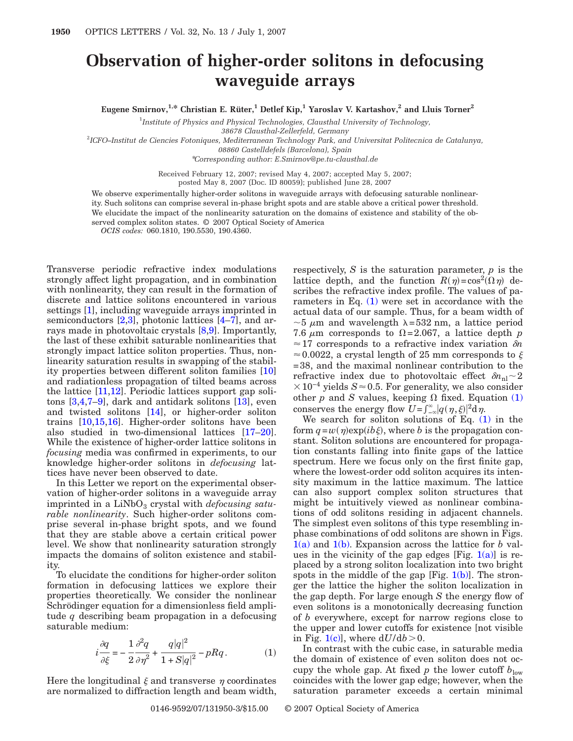# Observation of higher-order solitons in defocusing waveguide arrays

**Eugene Smirnov,[1,*] Christian E. Rüter,[1] Detlef Kip,[1] Yaroslav V. Kartashov,[2] and Lluis Torner[2]**

[1]*Institute of Physics and Physical Technologies, Clausthal University of Technology, 38678 Clausthal-Zellerfeld, Germany*
[2]*ICFO–Institut de Ciencies Fotoniques, Mediterranean Technology Park, and Universitat Politecnica de Catalunya, 08860 Castelldefels (Barcelona), Spain*
*Corresponding author: E.Smirnov@pe.tu-clausthal.de

Received February 12, 2007; revised May 4, 2007; accepted May 5, 2007; posted May 8, 2007 (Doc. ID 80059); published June 28, 2007

We observe experimentally higher-order solitons in waveguide arrays with defocusing saturable nonlinearity. Such solitons can comprise several in-phase bright spots and are stable above a critical power threshold. We elucidate the impact of the nonlinearity saturation on the domains of existence and stability of the observed complex soliton states. © 2007 Optical Society of America

*OCIS codes:* 060.1810, 190.5530, 190.4360.

Transverse periodic refractive index modulations strongly affect light propagation, and in combination with nonlinearity, they can result in the formation of discrete and lattice solitons encountered in various settings [1], including waveguide arrays imprinted in semiconductors [2,3], photonic lattices [4–7], and arrays made in photovoltaic crystals [8,9]. Importantly, the last of these exhibit saturable nonlinearities that strongly impact lattice soliton properties. Thus, nonlinearity saturation results in swapping of the stability properties between different soliton families [10] and radiationless propagation of tilted beams across the lattice [11,12]. Periodic lattices support gap solitons [3,4,7–9], dark and antidark solitons [13], even and twisted solitons [14], or higher-order soliton trains [10,15,16]. Higher-order solitons have been also studied in two-dimensional lattices [17–20]. While the existence of higher-order lattice solitons in *focusing* media was confirmed in experiments, to our knowledge higher-order solitons in *defocusing* lattices have never been observed to date.

In this Letter we report on the experimental observation of higher-order solitons in a waveguide array imprinted in a $LiNbO_3$ crystal with *defocusing saturable nonlinearity*. Such higher-order solitons comprise several in-phase bright spots, and we found that they are stable above a certain critical power level. We show that nonlinearity saturation strongly impacts the domains of soliton existence and stability.

To elucidate the conditions for higher-order soliton formation in defocusing lattices we explore their properties theoretically. We consider the nonlinear Schrödinger equation for a dimensionless field amplitude $q$ describing beam propagation in a defocusing saturable medium:

$$i\frac{\partial q}{\partial \xi} = -\frac{1}{2}\frac{\partial^2 q}{\partial \eta^2} + \frac{q|q|^2}{1+S|q|^2} - pRq. \qquad (1)$$

Here the longitudinal $\xi$ and transverse $\eta$ coordinates are normalized to diffraction length and beam width, respectively, $S$ is the saturation parameter, $p$ is the lattice depth, and the function $R(\eta)=\cos^2(\Omega\eta)$ describes the refractive index profile. The values of parameters in Eq. (1) were set in accordance with the actual data of our sample. Thus, for a beam width of $\sim 5\ \mu\text{m}$ and wavelength $\lambda = 532$ nm, a lattice period $7.6\ \mu\text{m}$ corresponds to $\Omega = 2.067$, a lattice depth $p \approx 17$ corresponds to a refractive index variation $\delta n \approx 0.0022$, a crystal length of 25 mm corresponds to $\xi = 38$, and the maximal nonlinear contribution to the refractive index due to photovoltaic effect $\delta n_{\text{nl}} \sim 2 \times 10^{-4}$ yields $S \approx 0.5$. For generality, we also consider other $p$ and $S$ values, keeping $\Omega$ fixed. Equation (1) conserves the energy flow $U = \int_{-\infty}^{\infty} |q(\eta,\xi)|^2 d\eta$.

We search for soliton solutions of Eq. (1) in the form $q = w(\eta)\exp(ib\xi)$, where $b$ is the propagation constant. Soliton solutions are encountered for propagation constants falling into finite gaps of the lattice spectrum. Here we focus only on the first finite gap, where the lowest-order odd soliton acquires its intensity maximum in the lattice maximum. The lattice can also support complex soliton structures that might be intuitively viewed as nonlinear combinations of odd solitons residing in adjacent channels. The simplest even solitons of this type resembling in-phase combinations of odd solitons are shown in Figs. 1(a) and 1(b). Expansion across the lattice for $b$ values in the vicinity of the gap edges [Fig. 1(a)] is replaced by a strong soliton localization into two bright spots in the middle of the gap [Fig. 1(b)]. The stronger the lattice the higher the soliton localization in the gap depth. For large enough $S$ the energy flow of even solitons is a monotonically decreasing function of $b$ everywhere, except for narrow regions close to the upper and lower cutoffs for existence [not visible in Fig. 1(c)], where $dU/db > 0$.

In contrast with the cubic case, in saturable media the domain of existence of even soliton does not occupy the whole gap. At fixed $p$ the lower cutoff $b_{\text{low}}$ coincides with the lower gap edge; however, when the saturation parameter exceeds a certain minimal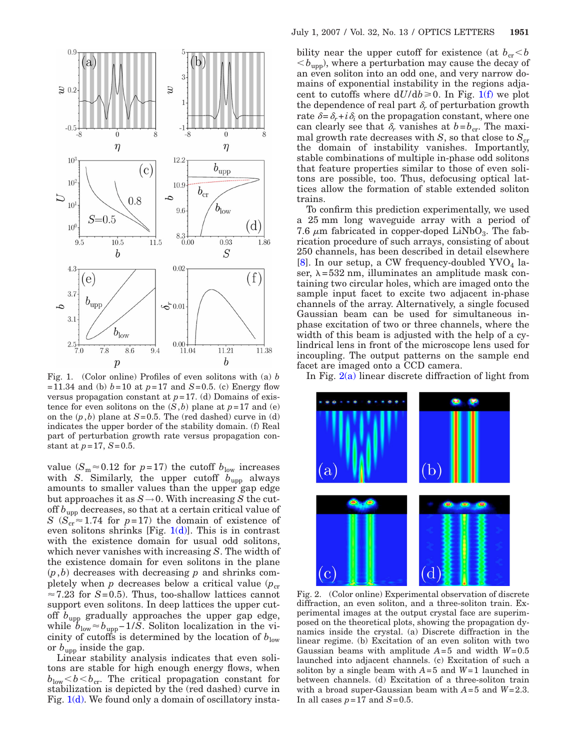(a)

$w$

0.9

0.2

-0.5

-8 0 8

$\eta$

(b)

$w$

5

3

1

-1

-8 0 8

$\eta$

(c)

$U$

$10^3$

$10^2$

$10^1$

$10^0$

9.5 10.5 11.5

$b$

0.8

$S$=0.5

(d)

$b$

12.2

10.9

9.6

8.3

0.00 0.93 1.86

$S$

$b_{\rm upp}$

$b_{\rm cr}$

$b_{\rm low}$

(e)

$b$

4.3

3.7

3.1

2.5

7.0 7.8 8.6 9.4

$p$

$b_{\rm upp}$

$b_{\rm low}$

(f)

$\delta_r$

0.02

0.01

0.00

11.04 11.21 11.38

$b$

Fig. 1. (Color online) Profiles of even solitons with (a) $b=11.34$ and (b) $b=10$ at $p=17$ and $S=0.5$. (c) Energy flow versus propagation constant at $p=17$. (d) Domains of existence for even solitons on the $(S,b)$ plane at $p=17$ and (e) on the $(p,b)$ plane at $S=0.5$. The (red dashed) curve in (d) indicates the upper border of the stability domain. (f) Real part of perturbation growth rate versus propagation constant at $p=17$, $S=0.5$.

value ($S_{\rm m}\approx 0.12$ for $p=17$) the cutoff $b_{\rm low}$ increases with $S$. Similarly, the upper cutoff $b_{\rm upp}$ always amounts to smaller values than the upper gap edge but approaches it as $S\to 0$. With increasing $S$ the cutoff $b_{\rm upp}$ decreases, so that at a certain critical value of $S$ ($S_{\rm cr}\approx 1.74$ for $p=17$) the domain of existence of even solitons shrinks [Fig. 1(d)]. This is in contrast with the existence domain for usual odd solitons, which never vanishes with increasing $S$. The width of the existence domain for even solitons in the plane $(p,b)$ decreases with decreasing $p$ and shrinks completely when $p$ decreases below a critical value ($p_{\rm cr}\approx 7.23$ for $S=0.5$). Thus, too-shallow lattices cannot support even solitons. In deep lattices the upper cutoff $b_{\rm upp}$ gradually approaches the upper gap edge, while $b_{\rm low}\approx b_{\rm upp}-1/S$. Soliton localization in the vicinity of cutoffs is determined by the location of $b_{\rm low}$ or $b_{\rm upp}$ inside the gap.

Linear stability analysis indicates that even solitons are stable for high enough energy flows, when $b_{\rm low}<b<b_{\rm cr}$. The critical propagation constant for stabilization is depicted by the (red dashed) curve in Fig. 1(d). We found only a domain of oscillatory instability near the upper cutoff for existence (at $b_{\rm cr}<b<b_{\rm upp}$), where a perturbation may cause the decay of an even soliton into an odd one, and very narrow domains of exponential instability in the regions adjacent to cutoffs where $dU/db\geqslant 0$. In Fig. 1(f) we plot the dependence of real part $\delta_r$ of perturbation growth rate $\delta=\delta_r+i\delta_i$ on the propagation constant, where one can clearly see that $\delta_r$ vanishes at $b=b_{\rm cr}$. The maximal growth rate decreases with $S$, so that close to $S_{\rm cr}$ the domain of instability vanishes. Importantly, stable combinations of multiple in-phase odd solitons that feature properties similar to those of even solitons are possible, too. Thus, defocusing optical lattices allow the formation of stable extended soliton trains.

To confirm this prediction experimentally, we used a 25 mm long waveguide array with a period of 7.6 $\mu$m fabricated in copper-doped $LiNbO_3$. The fabrication procedure of such arrays, consisting of about 250 channels, has been described in detail elsewhere [8]. In our setup, a CW frequency-doubled $YVO_4$ laser, $\lambda=532$ nm, illuminates an amplitude mask containing two circular holes, which are imaged onto the sample input facet to excite two adjacent in-phase channels of the array. Alternatively, a single focused Gaussian beam can be used for simultaneous in-phase excitation of two or three channels, where the width of this beam is adjusted with the help of a cylindrical lens in front of the microscope lens used for incoupling. The output patterns on the sample end facet are imaged onto a CCD camera.

In Fig. 2(a) linear discrete diffraction of light from

(a) (b) (c) (d)

Fig. 2. (Color online) Experimental observation of discrete diffraction, an even soliton, and a three-soliton train. Experimental images at the output crystal face are superimposed on the theoretical plots, showing the propagation dynamics inside the crystal. (a) Discrete diffraction in the linear regime. (b) Excitation of an even soliton with two Gaussian beams with amplitude $A=5$ and width $W=0.5$ launched into adjacent channels. (c) Excitation of such a soliton by a single beam with $A=5$ and $W=1$ launched in between channels. (d) Excitation of a three-soliton train with a broad super-Gaussian beam with $A=5$ and $W=2.3$. In all cases $p=17$ and $S=0.5$.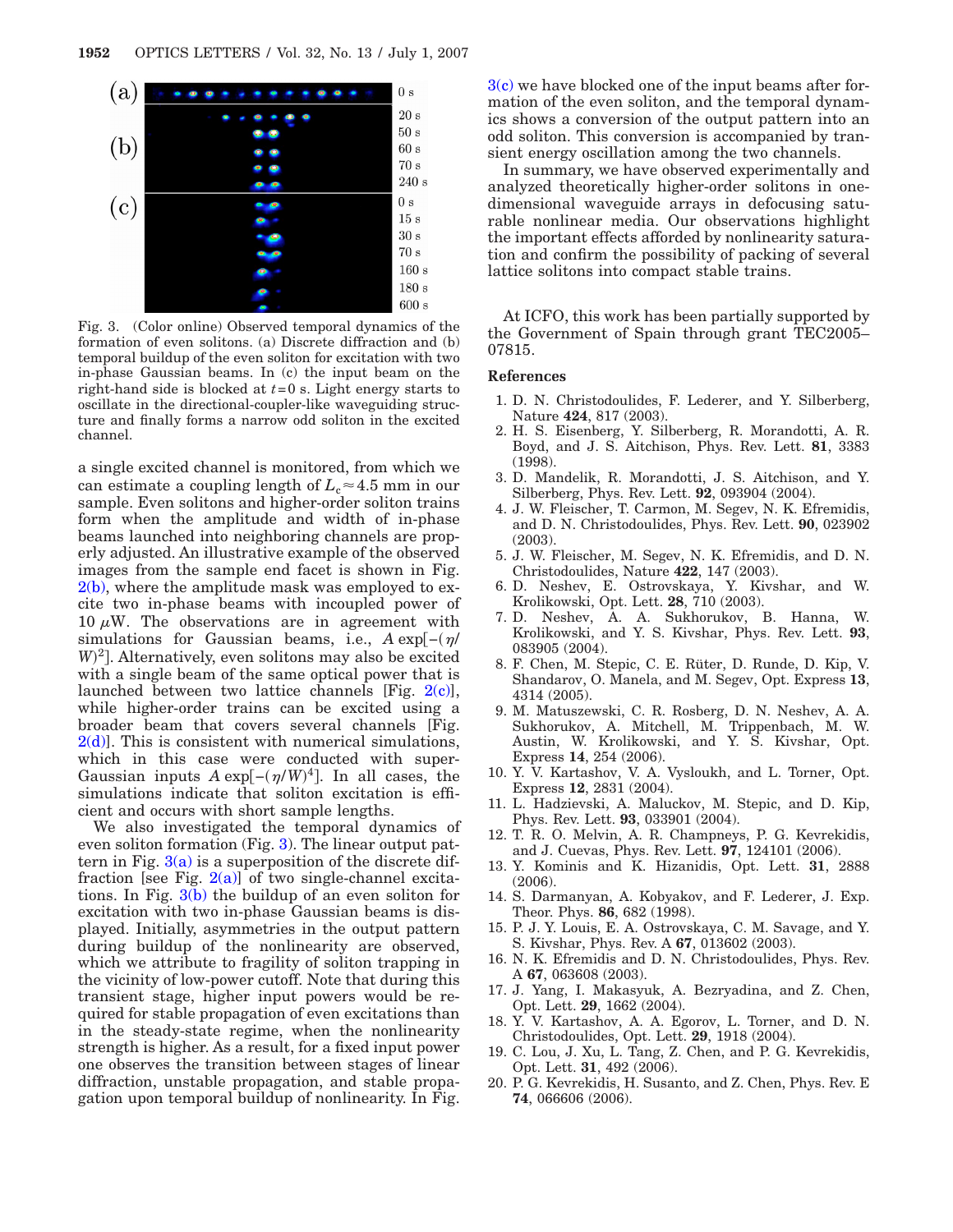(a)

(b)

(c)

0 s

20 s

50 s

60 s

70 s

240 s

0 s

15 s

30 s

70 s

160 s

180 s

600 s

Fig. 3. (Color online) Observed temporal dynamics of the formation of even solitons. (a) Discrete diffraction and (b) temporal buildup of the even soliton for excitation with two in-phase Gaussian beams. In (c) the input beam on the right-hand side is blocked at $t=0$ s. Light energy starts to oscillate in the directional-coupler-like waveguiding structure and finally forms a narrow odd soliton in the excited channel.

a single excited channel is monitored, from which we can estimate a coupling length of $L_c \approx 4.5$ mm in our sample. Even solitons and higher-order soliton trains form when the amplitude and width of in-phase beams launched into neighboring channels are properly adjusted. An illustrative example of the observed images from the sample end facet is shown in Fig. 2(b), where the amplitude mask was employed to excite two in-phase beams with incoupled power of 10 $\mu$W. The observations are in agreement with simulations for Gaussian beams, i.e., $A\exp[-(\eta/W)^2]$. Alternatively, even solitons may also be excited with a single beam of the same optical power that is launched between two lattice channels [Fig. 2(c)], while higher-order trains can be excited using a broader beam that covers several channels [Fig. 2(d)]. This is consistent with numerical simulations, which in this case were conducted with super-Gaussian inputs $A\exp[-(\eta/W)^4]$. In all cases, the simulations indicate that soliton excitation is efficient and occurs with short sample lengths.

We also investigated the temporal dynamics of even soliton formation (Fig. 3). The linear output pattern in Fig. 3(a) is a superposition of the discrete diffraction [see Fig. 2(a)] of two single-channel excitations. In Fig. 3(b) the buildup of an even soliton for excitation with two in-phase Gaussian beams is displayed. Initially, asymmetries in the output pattern during buildup of the nonlinearity are observed, which we attribute to fragility of soliton trapping in the vicinity of low-power cutoff. Note that during this transient stage, higher input powers would be required for stable propagation of even excitations than in the steady-state regime, when the nonlinearity strength is higher. As a result, for a fixed input power one observes the transition between stages of linear diffraction, unstable propagation, and stable propagation upon temporal buildup of nonlinearity. In Fig. 3(c) we have blocked one of the input beams after formation of the even soliton, and the temporal dynamics shows a conversion of the output pattern into an odd soliton. This conversion is accompanied by transient energy oscillation among the two channels.

In summary, we have observed experimentally and analyzed theoretically higher-order solitons in one-dimensional waveguide arrays in defocusing saturable nonlinear media. Our observations highlight the important effects afforded by nonlinearity saturation and confirm the possibility of packing of several lattice solitons into compact stable trains.

At ICFO, this work has been partially supported by the Government of Spain through grant TEC2005–07815.

## References

1. D. N. Christodoulides, F. Lederer, and Y. Silberberg, Nature **424**, 817 (2003).
2. H. S. Eisenberg, Y. Silberberg, R. Morandotti, A. R. Boyd, and J. S. Aitchison, Phys. Rev. Lett. **81**, 3383 (1998).
3. D. Mandelik, R. Morandotti, J. S. Aitchison, and Y. Silberberg, Phys. Rev. Lett. **92**, 093904 (2004).
4. J. W. Fleischer, T. Carmon, M. Segev, N. K. Efremidis, and D. N. Christodoulides, Phys. Rev. Lett. **90**, 023902 (2003).
5. J. W. Fleischer, M. Segev, N. K. Efremidis, and D. N. Christodoulides, Nature **422**, 147 (2003).
6. D. Neshev, E. Ostrovskaya, Y. Kivshar, and W. Krolikowski, Opt. Lett. **28**, 710 (2003).
7. D. Neshev, A. A. Sukhorukov, B. Hanna, W. Krolikowski, and Y. S. Kivshar, Phys. Rev. Lett. **93**, 083905 (2004).
8. F. Chen, M. Stepic, C. E. Rüter, D. Runde, D. Kip, V. Shandarov, O. Manela, and M. Segev, Opt. Express **13**, 4314 (2005).
9. M. Matuszewski, C. R. Rosberg, D. N. Neshev, A. A. Sukhorukov, A. Mitchell, M. Trippenbach, M. W. Austin, W. Krolikowski, and Y. S. Kivshar, Opt. Express **14**, 254 (2006).
10. Y. V. Kartashov, V. A. Vysloukh, and L. Torner, Opt. Express **12**, 2831 (2004).
11. L. Hadzievski, A. Maluckov, M. Stepic, and D. Kip, Phys. Rev. Lett. **93**, 033901 (2004).
12. T. R. O. Melvin, A. R. Champneys, P. G. Kevrekidis, and J. Cuevas, Phys. Rev. Lett. **97**, 124101 (2006).
13. Y. Kominis and K. Hizanidis, Opt. Lett. **31**, 2888 (2006).
14. S. Darmanyan, A. Kobyakov, and F. Lederer, J. Exp. Theor. Phys. **86**, 682 (1998).
15. P. J. Y. Louis, E. A. Ostrovskaya, C. M. Savage, and Y. S. Kivshar, Phys. Rev. A **67**, 013602 (2003).
16. N. K. Efremidis and D. N. Christodoulides, Phys. Rev. A **67**, 063608 (2003).
17. J. Yang, I. Makasyuk, A. Bezryadina, and Z. Chen, Opt. Lett. **29**, 1662 (2004).
18. Y. V. Kartashov, A. A. Egorov, L. Torner, and D. N. Christodoulides, Opt. Lett. **29**, 1918 (2004).
19. C. Lou, J. Xu, L. Tang, Z. Chen, and P. G. Kevrekidis, Opt. Lett. **31**, 492 (2006).
20. P. G. Kevrekidis, H. Susanto, and Z. Chen, Phys. Rev. E **74**, 066606 (2006).